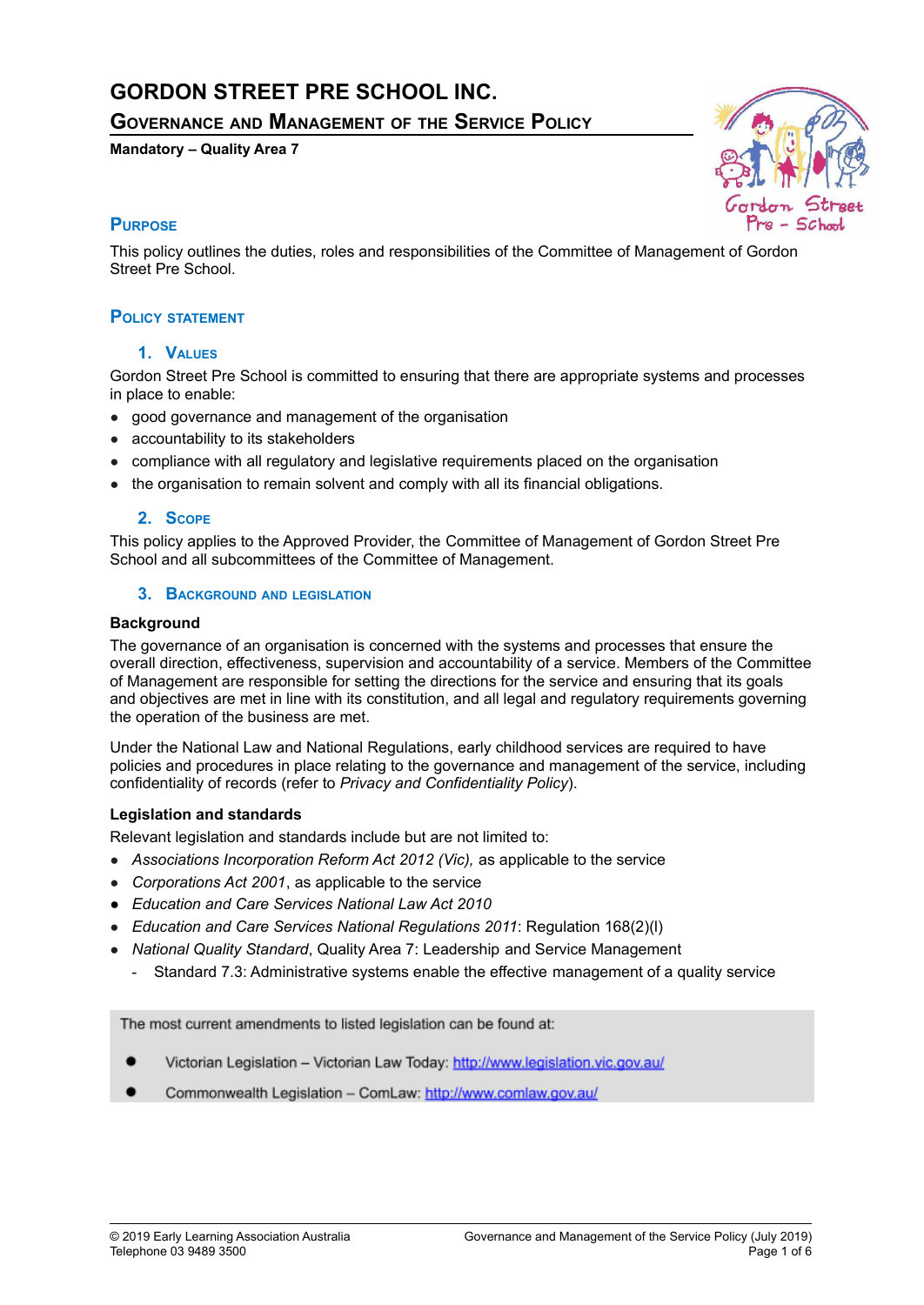# GORDON STREET PRE SCHOOL INC.

## Governance and Management of the Service Policy

**Mandatory – Quality Area 7**

## Purpose

This policy outlines the duties, roles and responsibilities of the Committee of Management of Gordon Street Pre School.

## Policy statement

### 1. Values

Gordon Street Pre School is committed to ensuring that there are appropriate systems and processes in place to enable:

- good governance and management of the organisation
- accountability to its stakeholders
- compliance with all regulatory and legislative requirements placed on the organisation
- the organisation to remain solvent and comply with all its financial obligations.

### 2. Scope

This policy applies to the Approved Provider, the Committee of Management of Gordon Street Pre School and all subcommittees of the Committee of Management.

### 3. Background and legislation

**Background**

The governance of an organisation is concerned with the systems and processes that ensure the overall direction, effectiveness, supervision and accountability of a service. Members of the Committee of Management are responsible for setting the directions for the service and ensuring that its goals and objectives are met in line with its constitution, and all legal and regulatory requirements governing the operation of the business are met.

Under the National Law and National Regulations, early childhood services are required to have policies and procedures in place relating to the governance and management of the service, including confidentiality of records (refer to *Privacy and Confidentiality Policy*).

**Legislation and standards**

Relevant legislation and standards include but are not limited to:

- *Associations Incorporation Reform Act 2012 (Vic),* as applicable to the service
- *Corporations Act 2001*, as applicable to the service
- *Education and Care Services National Law Act 2010*
- *Education and Care Services National Regulations 2011*: Regulation 168(2)(l)
- *National Quality Standard*, Quality Area 7: Leadership and Service Management
  - Standard 7.3: Administrative systems enable the effective management of a quality service

The most current amendments to listed legislation can be found at:

- Victorian Legislation – Victorian Law Today: http://www.legislation.vic.gov.au/
- Commonwealth Legislation – ComLaw: http://www.comlaw.gov.au/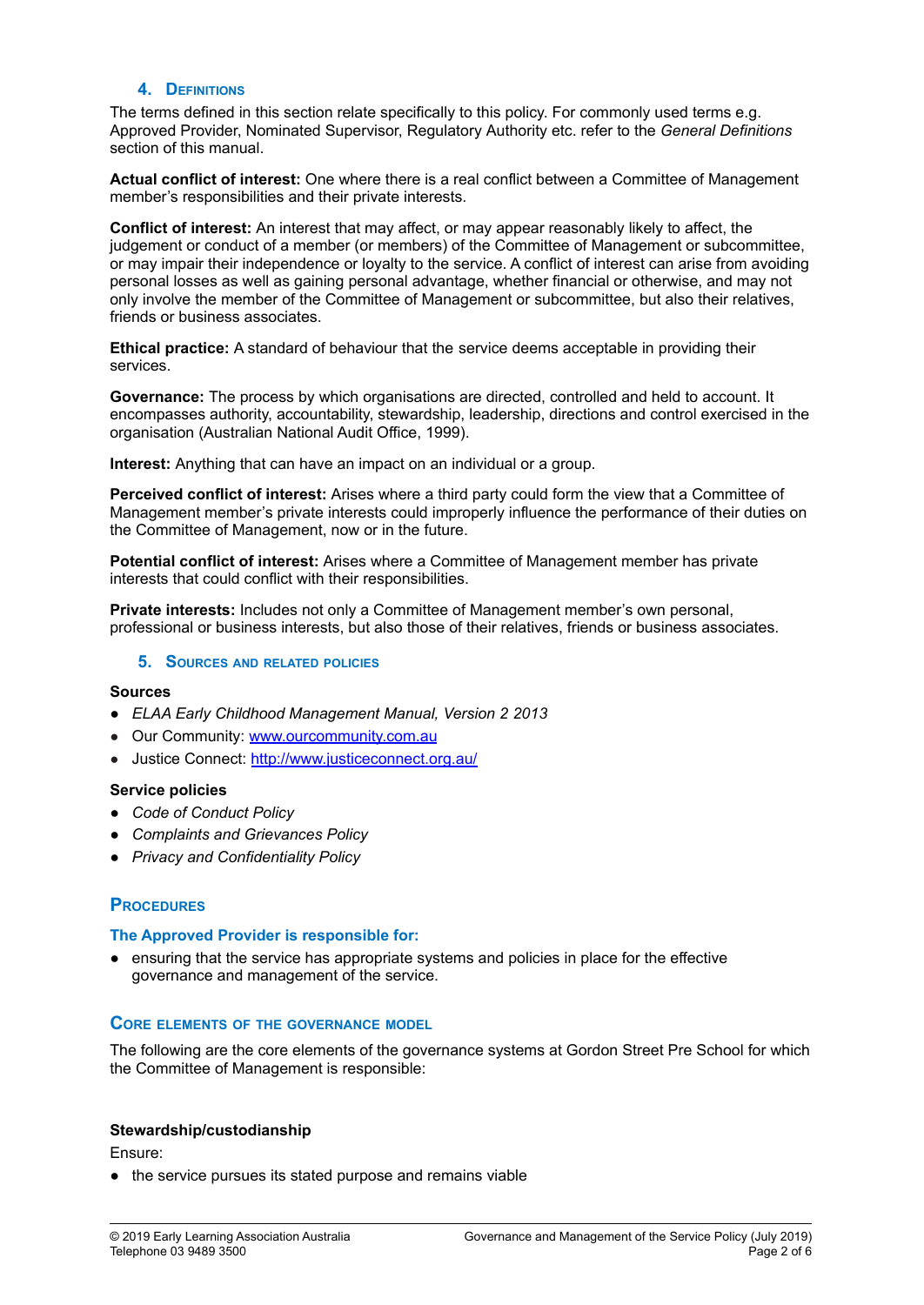## 4. Definitions

The terms defined in this section relate specifically to this policy. For commonly used terms e.g. Approved Provider, Nominated Supervisor, Regulatory Authority etc. refer to the *General Definitions* section of this manual.

**Actual conflict of interest:** One where there is a real conflict between a Committee of Management member's responsibilities and their private interests.

**Conflict of interest:** An interest that may affect, or may appear reasonably likely to affect, the judgement or conduct of a member (or members) of the Committee of Management or subcommittee, or may impair their independence or loyalty to the service. A conflict of interest can arise from avoiding personal losses as well as gaining personal advantage, whether financial or otherwise, and may not only involve the member of the Committee of Management or subcommittee, but also their relatives, friends or business associates.

**Ethical practice:** A standard of behaviour that the service deems acceptable in providing their services.

**Governance:** The process by which organisations are directed, controlled and held to account. It encompasses authority, accountability, stewardship, leadership, directions and control exercised in the organisation (Australian National Audit Office, 1999).

**Interest:** Anything that can have an impact on an individual or a group.

**Perceived conflict of interest:** Arises where a third party could form the view that a Committee of Management member's private interests could improperly influence the performance of their duties on the Committee of Management, now or in the future.

**Potential conflict of interest:** Arises where a Committee of Management member has private interests that could conflict with their responsibilities.

**Private interests:** Includes not only a Committee of Management member's own personal, professional or business interests, but also those of their relatives, friends or business associates.

## 5. Sources and related policies

**Sources**

- *ELAA Early Childhood Management Manual, Version 2 2013*
- Our Community: www.ourcommunity.com.au
- Justice Connect: http://www.justiceconnect.org.au/

**Service policies**

- *Code of Conduct Policy*
- *Complaints and Grievances Policy*
- *Privacy and Confidentiality Policy*

## Procedures

### The Approved Provider is responsible for:

- ensuring that the service has appropriate systems and policies in place for the effective governance and management of the service.

## Core elements of the governance model

The following are the core elements of the governance systems at Gordon Street Pre School for which the Committee of Management is responsible:

**Stewardship/custodianship**

Ensure:

- the service pursues its stated purpose and remains viable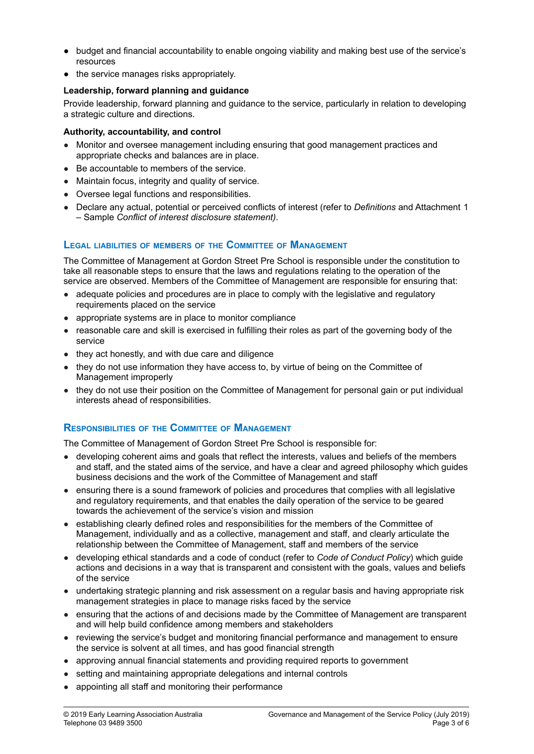- budget and financial accountability to enable ongoing viability and making best use of the service's resources
- the service manages risks appropriately.

**Leadership, forward planning and guidance**

Provide leadership, forward planning and guidance to the service, particularly in relation to developing a strategic culture and directions.

**Authority, accountability, and control**

- Monitor and oversee management including ensuring that good management practices and appropriate checks and balances are in place.
- Be accountable to members of the service.
- Maintain focus, integrity and quality of service.
- Oversee legal functions and responsibilities.
- Declare any actual, potential or perceived conflicts of interest (refer to *Definitions* and Attachment 1 – Sample *Conflict of interest disclosure statement)*.

## Legal liabilities of members of the Committee of Management

The Committee of Management at Gordon Street Pre School is responsible under the constitution to take all reasonable steps to ensure that the laws and regulations relating to the operation of the service are observed. Members of the Committee of Management are responsible for ensuring that:

- adequate policies and procedures are in place to comply with the legislative and regulatory requirements placed on the service
- appropriate systems are in place to monitor compliance
- reasonable care and skill is exercised in fulfilling their roles as part of the governing body of the service
- they act honestly, and with due care and diligence
- they do not use information they have access to, by virtue of being on the Committee of Management improperly
- they do not use their position on the Committee of Management for personal gain or put individual interests ahead of responsibilities.

## Responsibilities of the Committee of Management

The Committee of Management of Gordon Street Pre School is responsible for:

- developing coherent aims and goals that reflect the interests, values and beliefs of the members and staff, and the stated aims of the service, and have a clear and agreed philosophy which guides business decisions and the work of the Committee of Management and staff
- ensuring there is a sound framework of policies and procedures that complies with all legislative and regulatory requirements, and that enables the daily operation of the service to be geared towards the achievement of the service's vision and mission
- establishing clearly defined roles and responsibilities for the members of the Committee of Management, individually and as a collective, management and staff, and clearly articulate the relationship between the Committee of Management, staff and members of the service
- developing ethical standards and a code of conduct (refer to *Code of Conduct Policy*) which guide actions and decisions in a way that is transparent and consistent with the goals, values and beliefs of the service
- undertaking strategic planning and risk assessment on a regular basis and having appropriate risk management strategies in place to manage risks faced by the service
- ensuring that the actions of and decisions made by the Committee of Management are transparent and will help build confidence among members and stakeholders
- reviewing the service's budget and monitoring financial performance and management to ensure the service is solvent at all times, and has good financial strength
- approving annual financial statements and providing required reports to government
- setting and maintaining appropriate delegations and internal controls
- appointing all staff and monitoring their performance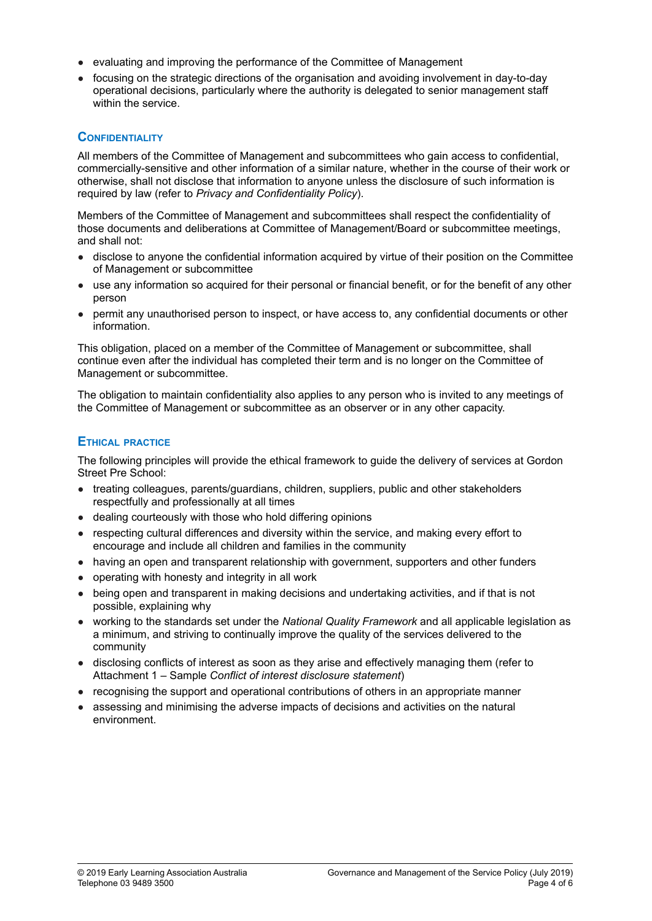- evaluating and improving the performance of the Committee of Management
- focusing on the strategic directions of the organisation and avoiding involvement in day-to-day operational decisions, particularly where the authority is delegated to senior management staff within the service.

### Confidentiality

All members of the Committee of Management and subcommittees who gain access to confidential, commercially-sensitive and other information of a similar nature, whether in the course of their work or otherwise, shall not disclose that information to anyone unless the disclosure of such information is required by law (refer to *Privacy and Confidentiality Policy*).

Members of the Committee of Management and subcommittees shall respect the confidentiality of those documents and deliberations at Committee of Management/Board or subcommittee meetings, and shall not:

- disclose to anyone the confidential information acquired by virtue of their position on the Committee of Management or subcommittee
- use any information so acquired for their personal or financial benefit, or for the benefit of any other person
- permit any unauthorised person to inspect, or have access to, any confidential documents or other information.

This obligation, placed on a member of the Committee of Management or subcommittee, shall continue even after the individual has completed their term and is no longer on the Committee of Management or subcommittee.

The obligation to maintain confidentiality also applies to any person who is invited to any meetings of the Committee of Management or subcommittee as an observer or in any other capacity.

### Ethical practice

The following principles will provide the ethical framework to guide the delivery of services at Gordon Street Pre School:

- treating colleagues, parents/guardians, children, suppliers, public and other stakeholders respectfully and professionally at all times
- dealing courteously with those who hold differing opinions
- respecting cultural differences and diversity within the service, and making every effort to encourage and include all children and families in the community
- having an open and transparent relationship with government, supporters and other funders
- operating with honesty and integrity in all work
- being open and transparent in making decisions and undertaking activities, and if that is not possible, explaining why
- working to the standards set under the *National Quality Framework* and all applicable legislation as a minimum, and striving to continually improve the quality of the services delivered to the community
- disclosing conflicts of interest as soon as they arise and effectively managing them (refer to Attachment 1 – Sample *Conflict of interest disclosure statement*)
- recognising the support and operational contributions of others in an appropriate manner
- assessing and minimising the adverse impacts of decisions and activities on the natural environment.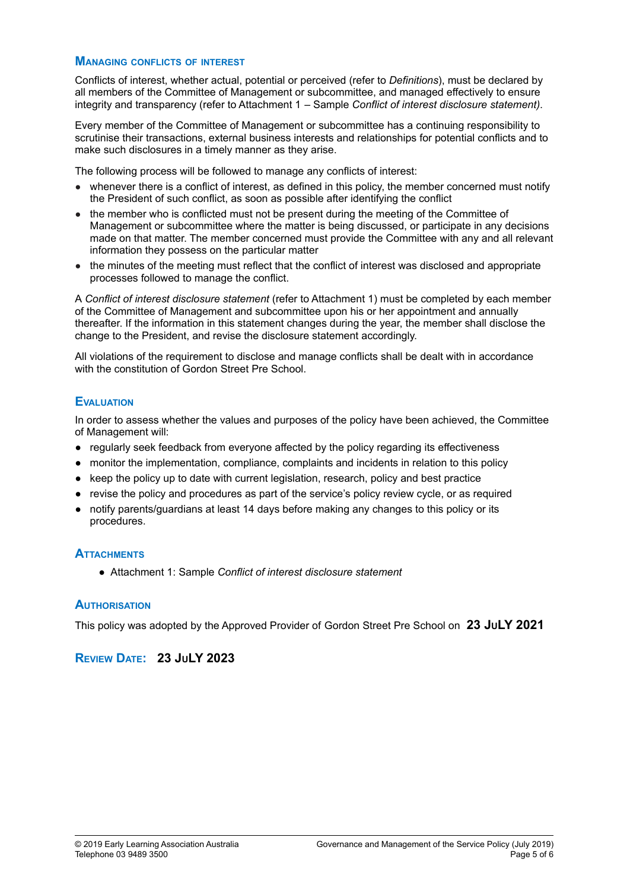## Managing conflicts of interest

Conflicts of interest, whether actual, potential or perceived (refer to *Definitions*), must be declared by all members of the Committee of Management or subcommittee, and managed effectively to ensure integrity and transparency (refer to Attachment 1 – Sample *Conflict of interest disclosure statement)*.

Every member of the Committee of Management or subcommittee has a continuing responsibility to scrutinise their transactions, external business interests and relationships for potential conflicts and to make such disclosures in a timely manner as they arise.

The following process will be followed to manage any conflicts of interest:

- whenever there is a conflict of interest, as defined in this policy, the member concerned must notify the President of such conflict, as soon as possible after identifying the conflict
- the member who is conflicted must not be present during the meeting of the Committee of Management or subcommittee where the matter is being discussed, or participate in any decisions made on that matter. The member concerned must provide the Committee with any and all relevant information they possess on the particular matter
- the minutes of the meeting must reflect that the conflict of interest was disclosed and appropriate processes followed to manage the conflict.

A *Conflict of interest disclosure statement* (refer to Attachment 1) must be completed by each member of the Committee of Management and subcommittee upon his or her appointment and annually thereafter. If the information in this statement changes during the year, the member shall disclose the change to the President, and revise the disclosure statement accordingly.

All violations of the requirement to disclose and manage conflicts shall be dealt with in accordance with the constitution of Gordon Street Pre School.

## Evaluation

In order to assess whether the values and purposes of the policy have been achieved, the Committee of Management will:

- regularly seek feedback from everyone affected by the policy regarding its effectiveness
- monitor the implementation, compliance, complaints and incidents in relation to this policy
- keep the policy up to date with current legislation, research, policy and best practice
- revise the policy and procedures as part of the service's policy review cycle, or as required
- notify parents/guardians at least 14 days before making any changes to this policy or its procedures.

## Attachments

- Attachment 1: Sample *Conflict of interest disclosure statement*

## Authorisation

This policy was adopted by the Approved Provider of Gordon Street Pre School on **23 July 2021**

## Review Date: **23 July 2023**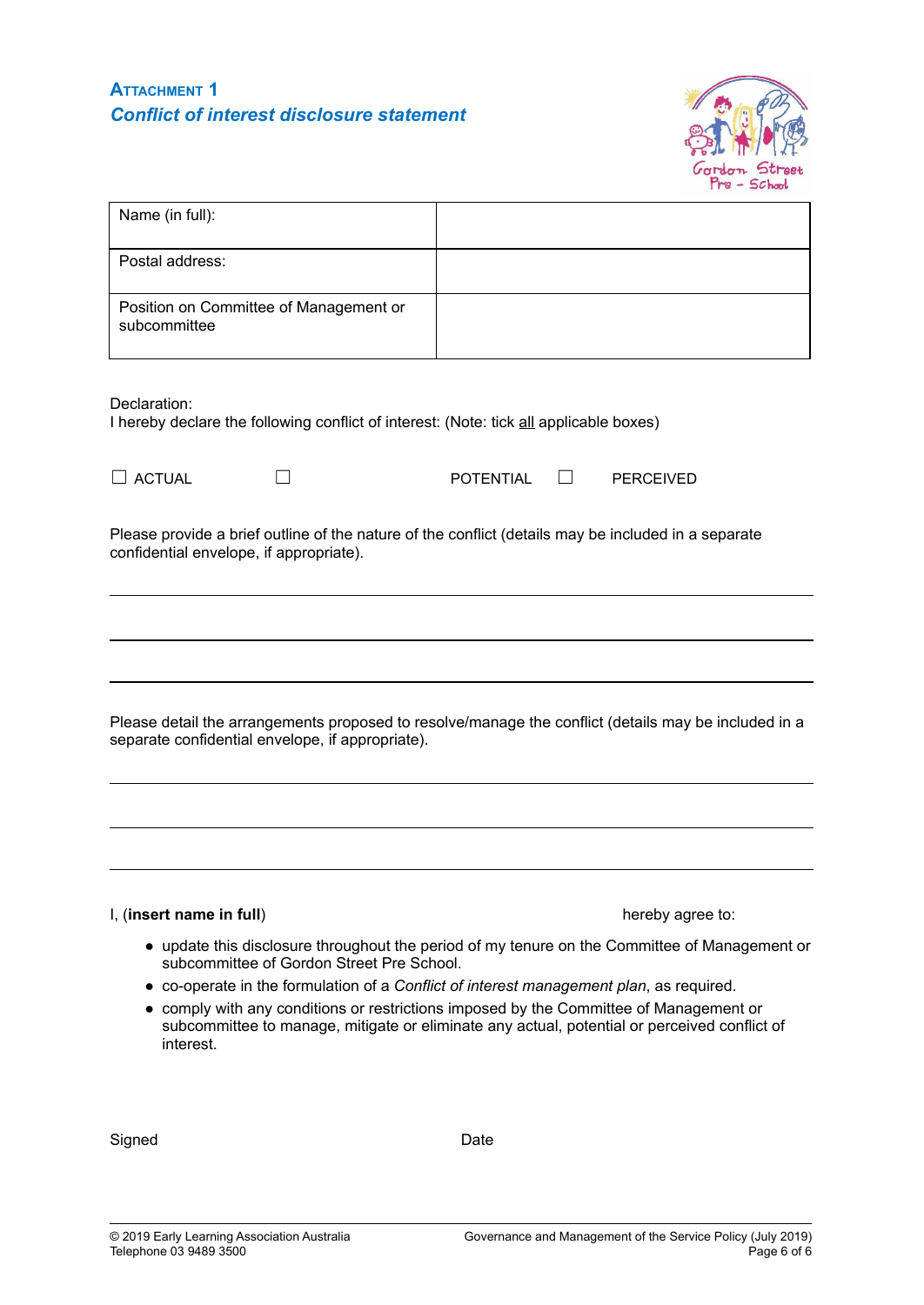## Attachment 1

### *Conflict of interest disclosure statement*

| | |
|---|---|
| Name (in full): | |
| Postal address: | |
| Position on Committee of Management or subcommittee | |

Declaration:
I hereby declare the following conflict of interest: (Note: tick all applicable boxes)

☐ ACTUAL ☐ POTENTIAL ☐ PERCEIVED

Please provide a brief outline of the nature of the conflict (details may be included in a separate confidential envelope, if appropriate).

---

---

---

Please detail the arrangements proposed to resolve/manage the conflict (details may be included in a separate confidential envelope, if appropriate).

---

---

---

I, (**insert name in full**) hereby agree to:

- update this disclosure throughout the period of my tenure on the Committee of Management or subcommittee of Gordon Street Pre School.
- co-operate in the formulation of a *Conflict of interest management plan*, as required.
- comply with any conditions or restrictions imposed by the Committee of Management or subcommittee to manage, mitigate or eliminate any actual, potential or perceived conflict of interest.

Signed Date